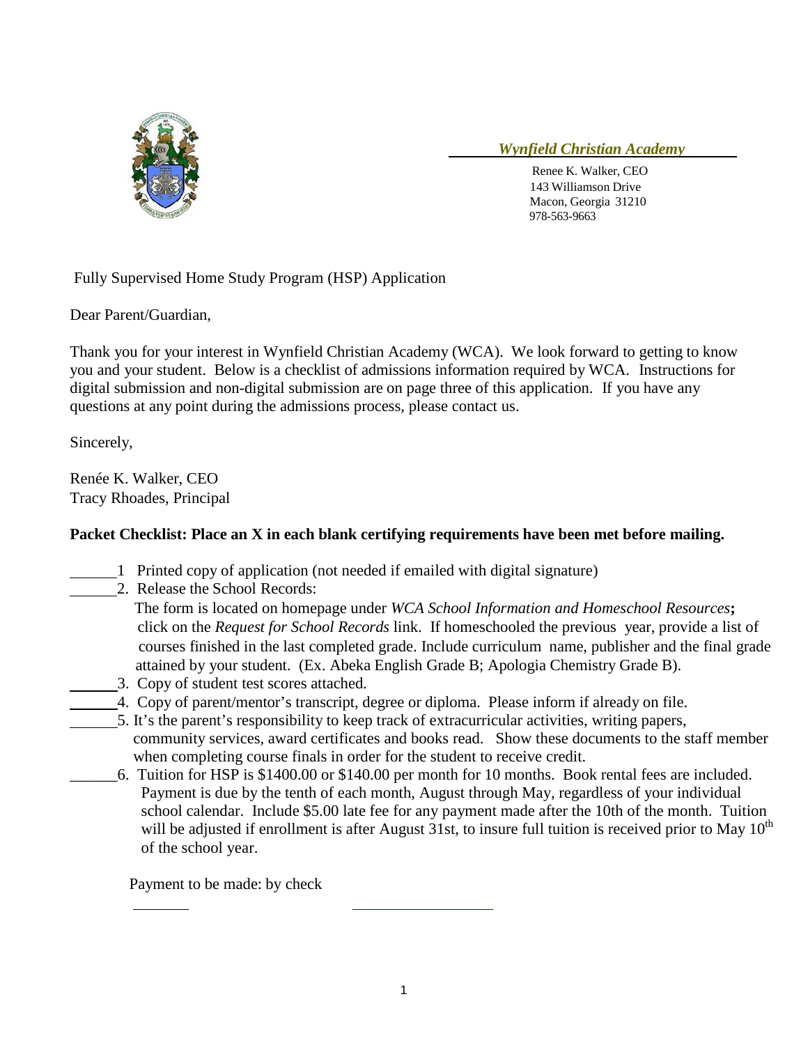***Wynfield Christian Academy***

Renee K. Walker, CEO
143 Williamson Drive
Macon, Georgia 31210
978-563-9663

Fully Supervised Home Study Program (HSP) Application

Dear Parent/Guardian,

Thank you for your interest in Wynfield Christian Academy (WCA). We look forward to getting to know you and your student. Below is a checklist of admissions information required by WCA. Instructions for digital submission and non-digital submission are on page three of this application. If you have any questions at any point during the admissions process, please contact us.

Sincerely,

Renée K. Walker, CEO
Tracy Rhoades, Principal

**Packet Checklist: Place an X in each blank certifying requirements have been met before mailing.**

______1 Printed copy of application (not needed if emailed with digital signature)

______2. Release the School Records:
The form is located on homepage under *WCA School Information and Homeschool Resources***;** click on the *Request for School Records* link. If homeschooled the previous year, provide a list of courses finished in the last completed grade. Include curriculum name, publisher and the final grade attained by your student. (Ex. Abeka English Grade B; Apologia Chemistry Grade B).

______3. Copy of student test scores attached.

______4. Copy of parent/mentor's transcript, degree or diploma. Please inform if already on file.

______5. It's the parent's responsibility to keep track of extracurricular activities, writing papers, community services, award certificates and books read. Show these documents to the staff member when completing course finals in order for the student to receive credit.

______6. Tuition for HSP is $1400.00 or $140.00 per month for 10 months. Book rental fees are included. Payment is due by the tenth of each month, August through May, regardless of your individual school calendar. Include $5.00 late fee for any payment made after the 10th of the month. Tuition will be adjusted if enrollment is after August 31st, to insure full tuition is received prior to May 10th of the school year.

Payment to be made: by check

________ ____________________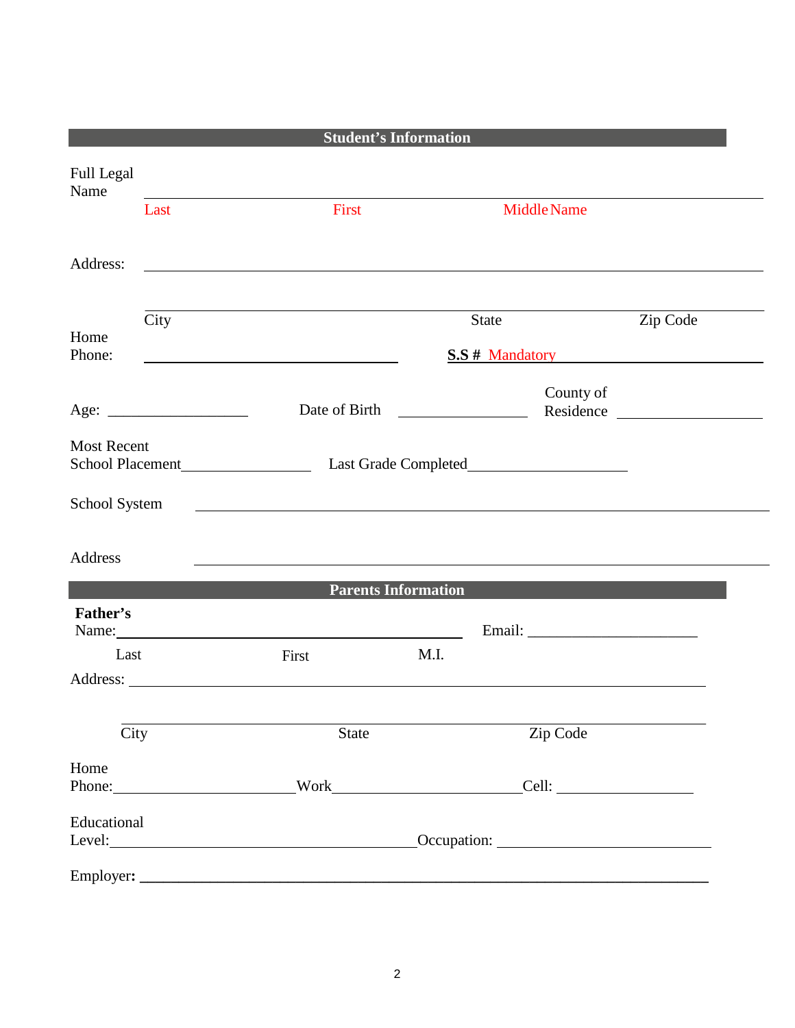## Student's Information

Full Legal Name ______________________________________________

Last First Middle Name

Address: ______________________________________________

______________________________________________

City State Zip Code

Home Phone: ____________________ **S.S #** Mandatory ____________________

Age: ____________ Date of Birth ____________ County of Residence ____________

Most Recent School Placement____________ Last Grade Completed______________

School System ______________________________________________

Address ______________________________________________

## Parents Information

**Father's** Name:______________________________ Email: ______________

Last First M.I.

Address: ______________________________________________

______________________________________________

City State Zip Code

Home Phone:______________ Work______________ Cell: ______________

Educational Level:______________________ Occupation: ______________

Employer**:** ______________________________________________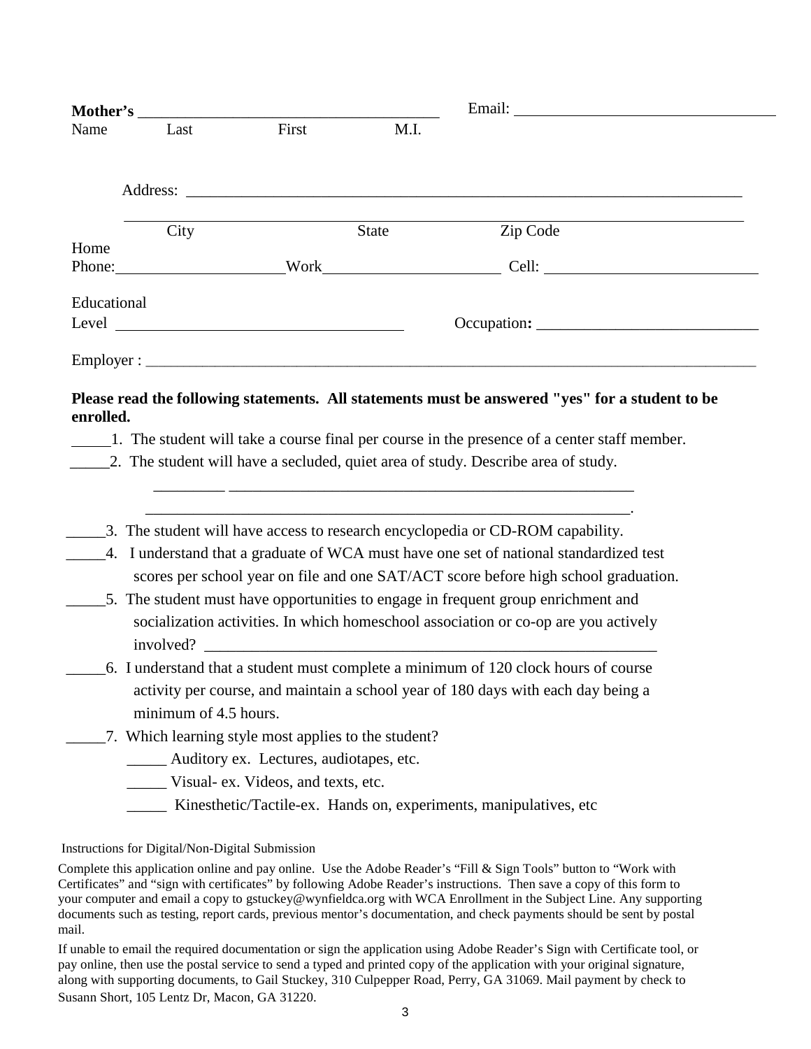**Mother's** ______________________________________ Email: _________________________________

Name    Last    First    M.I.

Address: ___________________________________________________________________________

_________________________________________________________________________________

City    State    Zip Code

Home Phone: _____________________ Work _____________________ Cell: ___________________________

Educational Level ____________________________________ Occupation**:** ____________________________

Employer : ______________________________________________________________________________

**Please read the following statements. All statements must be answered "yes" for a student to be enrolled.**

_____1. The student will take a course final per course in the presence of a center staff member.

_____2. The student will have a secluded, quiet area of study. Describe area of study.

_________ ____________________________________________________

________________________________________________________________.

_____3. The student will have access to research encyclopedia or CD-ROM capability.

_____4. I understand that a graduate of WCA must have one set of national standardized test scores per school year on file and one SAT/ACT score before high school graduation.

_____5. The student must have opportunities to engage in frequent group enrichment and socialization activities. In which homeschool association or co-op are you actively involved? ____________________________________________________________

_____6. I understand that a student must complete a minimum of 120 clock hours of course activity per course, and maintain a school year of 180 days with each day being a minimum of 4.5 hours.

_____7. Which learning style most applies to the student?

- _____ Auditory ex. Lectures, audiotapes, etc.
- _____ Visual- ex. Videos, and texts, etc.
- _____ Kinesthetic/Tactile-ex. Hands on, experiments, manipulatives, etc

Instructions for Digital/Non-Digital Submission

Complete this application online and pay online. Use the Adobe Reader's "Fill & Sign Tools" button to "Work with Certificates" and "sign with certificates" by following Adobe Reader's instructions. Then save a copy of this form to your computer and email a copy to gstuckey@wynfieldca.org with WCA Enrollment in the Subject Line. Any supporting documents such as testing, report cards, previous mentor's documentation, and check payments should be sent by postal mail.

If unable to email the required documentation or sign the application using Adobe Reader's Sign with Certificate tool, or pay online, then use the postal service to send a typed and printed copy of the application with your original signature, along with supporting documents, to Gail Stuckey, 310 Culpepper Road, Perry, GA 31069. Mail payment by check to Susann Short, 105 Lentz Dr, Macon, GA 31220.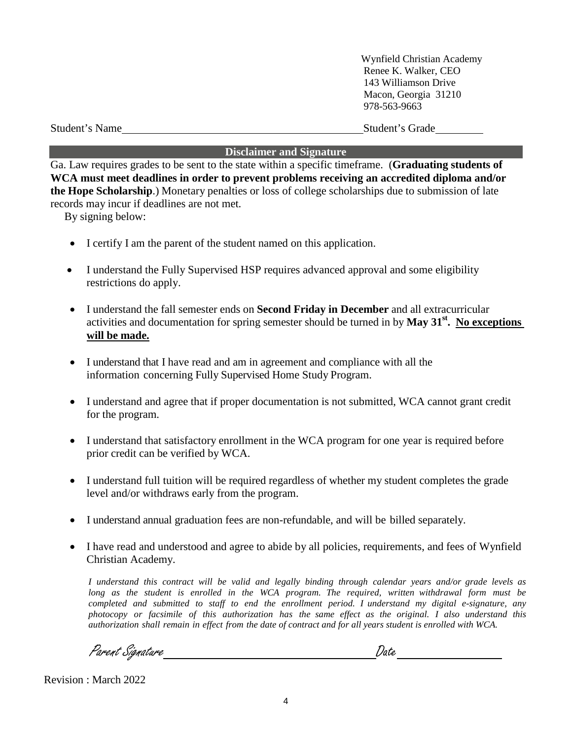Wynfield Christian Academy
Renee K. Walker, CEO
143 Williamson Drive
Macon, Georgia 31210
978-563-9663

Student's Name_______________________________________ Student's Grade_________

## Disclaimer and Signature

Ga. Law requires grades to be sent to the state within a specific timeframe. (**Graduating students of WCA must meet deadlines in order to prevent problems receiving an accredited diploma and/or the Hope Scholarship**.) Monetary penalties or loss of college scholarships due to submission of late records may incur if deadlines are not met.

By signing below:

- I certify I am the parent of the student named on this application.
- I understand the Fully Supervised HSP requires advanced approval and some eligibility restrictions do apply.
- I understand the fall semester ends on **Second Friday in December** and all extracurricular activities and documentation for spring semester should be turned in by **May 31st. <u>No exceptions will be made.</u>**
- I understand that I have read and am in agreement and compliance with all the information concerning Fully Supervised Home Study Program.
- I understand and agree that if proper documentation is not submitted, WCA cannot grant credit for the program.
- I understand that satisfactory enrollment in the WCA program for one year is required before prior credit can be verified by WCA.
- I understand full tuition will be required regardless of whether my student completes the grade level and/or withdraws early from the program.
- I understand annual graduation fees are non-refundable, and will be billed separately.
- I have read and understood and agree to abide by all policies, requirements, and fees of Wynfield Christian Academy.

*I understand this contract will be valid and legally binding through calendar years and/or grade levels as long as the student is enrolled in the WCA program. The required, written withdrawal form must be completed and submitted to staff to end the enrollment period. I understand my digital e-signature, any photocopy or facsimile of this authorization has the same effect as the original. I also understand this authorization shall remain in effect from the date of contract and for all years student is enrolled with WCA.*

Parent Signature___________________________________ Date_________________

Revision : March 2022